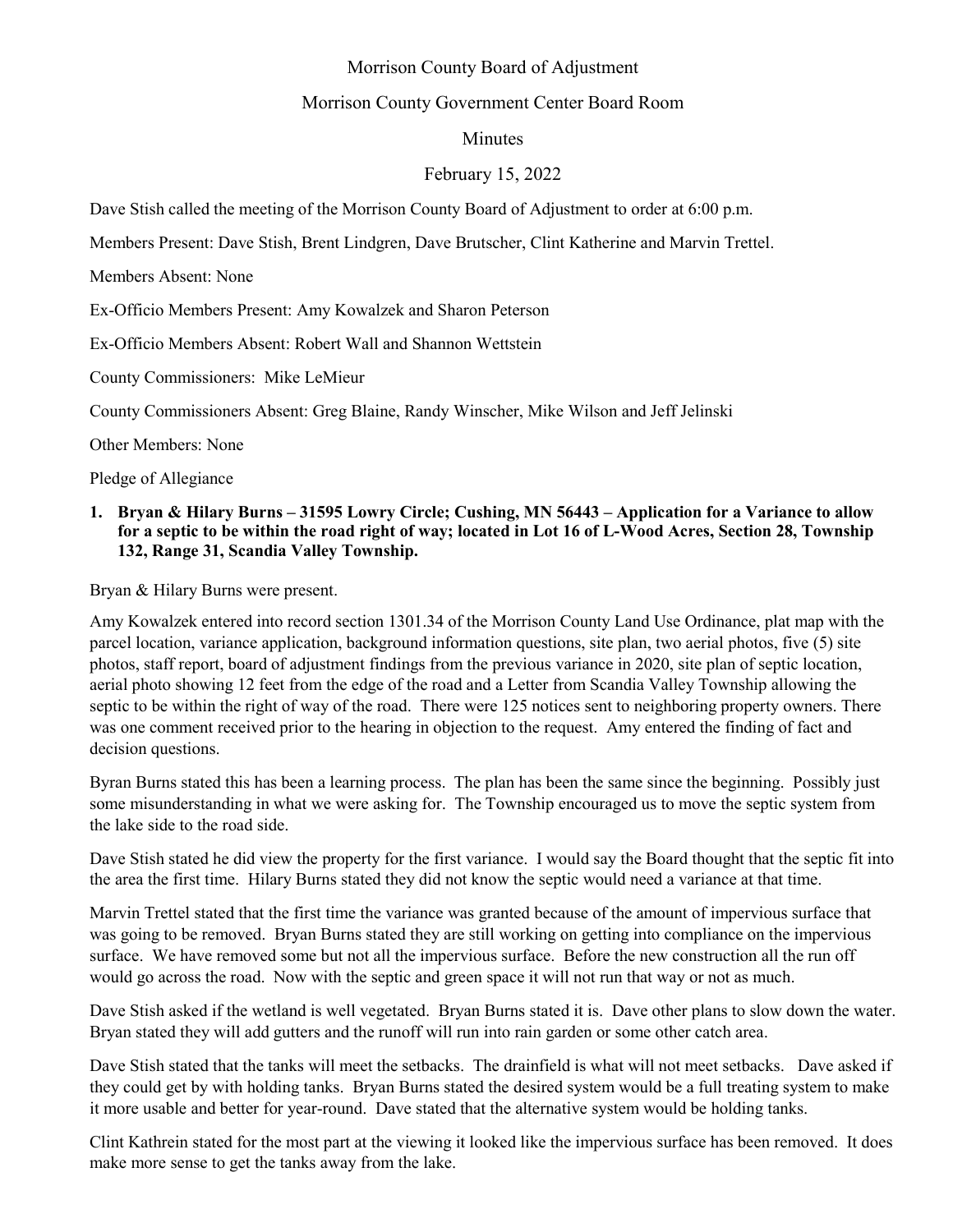Morrison County Board of Adjustment

Morrison County Government Center Board Room

Minutes

February 15, 2022

Dave Stish called the meeting of the Morrison County Board of Adjustment to order at 6:00 p.m.

Members Present: Dave Stish, Brent Lindgren, Dave Brutscher, Clint Katherine and Marvin Trettel.

Members Absent: None

Ex-Officio Members Present: Amy Kowalzek and Sharon Peterson

Ex-Officio Members Absent: Robert Wall and Shannon Wettstein

County Commissioners: Mike LeMieur

County Commissioners Absent: Greg Blaine, Randy Winscher, Mike Wilson and Jeff Jelinski

Other Members: None

Pledge of Allegiance

1. **Bryan & Hilary Burns – 31595 Lowry Circle; Cushing, MN 56443 – Application for a Variance to allow for a septic to be within the road right of way; located in Lot 16 of L-Wood Acres, Section 28, Township 132, Range 31, Scandia Valley Township.**

Bryan & Hilary Burns were present.

Amy Kowalzek entered into record section 1301.34 of the Morrison County Land Use Ordinance, plat map with the parcel location, variance application, background information questions, site plan, two aerial photos, five (5) site photos, staff report, board of adjustment findings from the previous variance in 2020, site plan of septic location, aerial photo showing 12 feet from the edge of the road and a Letter from Scandia Valley Township allowing the septic to be within the right of way of the road. There were 125 notices sent to neighboring property owners. There was one comment received prior to the hearing in objection to the request. Amy entered the finding of fact and decision questions.

Byran Burns stated this has been a learning process. The plan has been the same since the beginning. Possibly just some misunderstanding in what we were asking for. The Township encouraged us to move the septic system from the lake side to the road side.

Dave Stish stated he did view the property for the first variance. I would say the Board thought that the septic fit into the area the first time. Hilary Burns stated they did not know the septic would need a variance at that time.

Marvin Trettel stated that the first time the variance was granted because of the amount of impervious surface that was going to be removed. Bryan Burns stated they are still working on getting into compliance on the impervious surface. We have removed some but not all the impervious surface. Before the new construction all the run off would go across the road. Now with the septic and green space it will not run that way or not as much.

Dave Stish asked if the wetland is well vegetated. Bryan Burns stated it is. Dave other plans to slow down the water. Bryan stated they will add gutters and the runoff will run into rain garden or some other catch area.

Dave Stish stated that the tanks will meet the setbacks. The drainfield is what will not meet setbacks. Dave asked if they could get by with holding tanks. Bryan Burns stated the desired system would be a full treating system to make it more usable and better for year-round. Dave stated that the alternative system would be holding tanks.

Clint Kathrein stated for the most part at the viewing it looked like the impervious surface has been removed. It does make more sense to get the tanks away from the lake.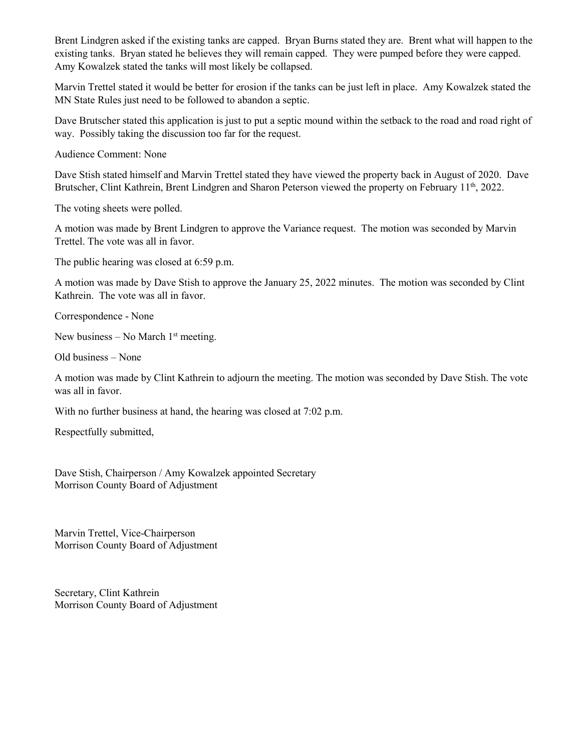Brent Lindgren asked if the existing tanks are capped. Bryan Burns stated they are. Brent what will happen to the existing tanks. Bryan stated he believes they will remain capped. They were pumped before they were capped. Amy Kowalzek stated the tanks will most likely be collapsed.

Marvin Trettel stated it would be better for erosion if the tanks can be just left in place. Amy Kowalzek stated the MN State Rules just need to be followed to abandon a septic.

Dave Brutscher stated this application is just to put a septic mound within the setback to the road and road right of way. Possibly taking the discussion too far for the request.

Audience Comment: None

Dave Stish stated himself and Marvin Trettel stated they have viewed the property back in August of 2020. Dave Brutscher, Clint Kathrein, Brent Lindgren and Sharon Peterson viewed the property on February 11th, 2022.

The voting sheets were polled.

A motion was made by Brent Lindgren to approve the Variance request. The motion was seconded by Marvin Trettel. The vote was all in favor.

The public hearing was closed at 6:59 p.m.

A motion was made by Dave Stish to approve the January 25, 2022 minutes. The motion was seconded by Clint Kathrein. The vote was all in favor.

Correspondence - None

New business – No March 1st meeting.

Old business – None

A motion was made by Clint Kathrein to adjourn the meeting. The motion was seconded by Dave Stish. The vote was all in favor.

With no further business at hand, the hearing was closed at 7:02 p.m.

Respectfully submitted,

Dave Stish, Chairperson / Amy Kowalzek appointed Secretary
Morrison County Board of Adjustment

Marvin Trettel, Vice-Chairperson
Morrison County Board of Adjustment

Secretary, Clint Kathrein
Morrison County Board of Adjustment